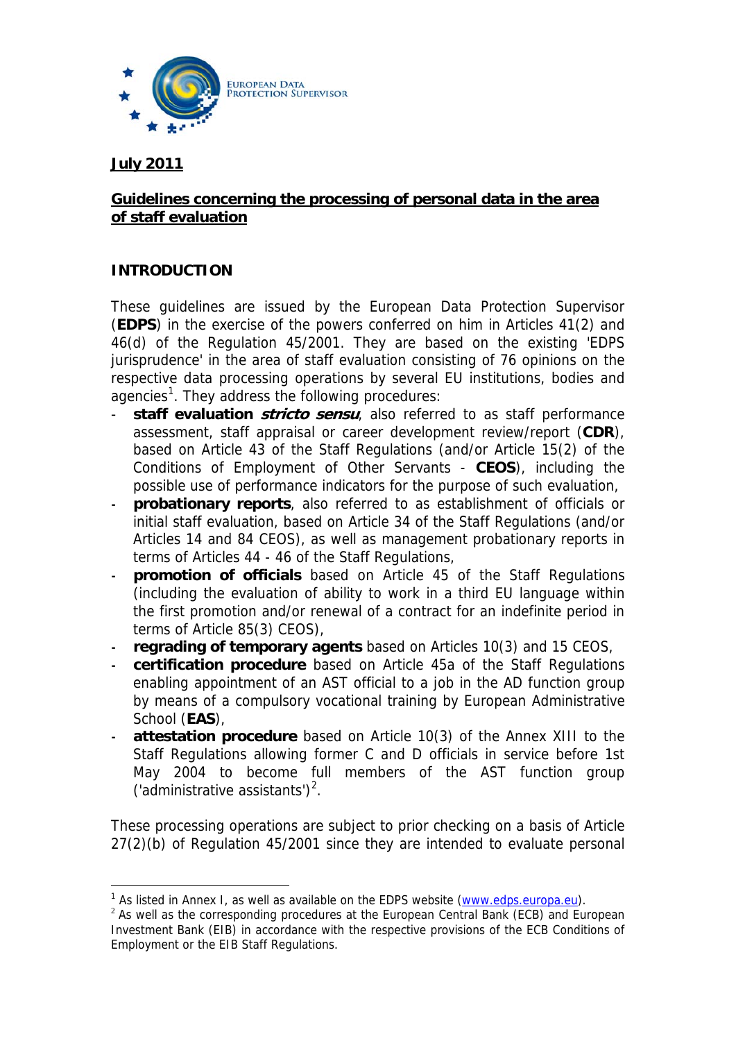EUROPEAN DATA PROTECTION SUPERVISOR

**July 2011**

**Guidelines concerning the processing of personal data in the area of staff evaluation**

## INTRODUCTION

These guidelines are issued by the European Data Protection Supervisor (**EDPS**) in the exercise of the powers conferred on him in Articles 41(2) and 46(d) of the Regulation 45/2001. They are based on the existing 'EDPS jurisprudence' in the area of staff evaluation consisting of 76 opinions on the respective data processing operations by several EU institutions, bodies and agencies[1]. They address the following procedures:

- **staff evaluation *stricto sensu***, also referred to as staff performance assessment, staff appraisal or career development review/report (**CDR**), based on Article 43 of the Staff Regulations (and/or Article 15(2) of the Conditions of Employment of Other Servants - **CEOS**), including the possible use of performance indicators for the purpose of such evaluation,
- **probationary reports**, also referred to as establishment of officials or initial staff evaluation, based on Article 34 of the Staff Regulations (and/or Articles 14 and 84 CEOS), as well as management probationary reports in terms of Articles 44 - 46 of the Staff Regulations,
- **promotion of officials** based on Article 45 of the Staff Regulations (including the evaluation of ability to work in a third EU language within the first promotion and/or renewal of a contract for an indefinite period in terms of Article 85(3) CEOS),
- **regrading of temporary agents** based on Articles 10(3) and 15 CEOS,
- **certification procedure** based on Article 45a of the Staff Regulations enabling appointment of an AST official to a job in the AD function group by means of a compulsory vocational training by European Administrative School (**EAS**),
- **attestation procedure** based on Article 10(3) of the Annex XIII to the Staff Regulations allowing former C and D officials in service before 1st May 2004 to become full members of the AST function group ('administrative assistants')[2].

These processing operations are subject to prior checking on a basis of Article 27(2)(b) of Regulation 45/2001 since they are intended to evaluate personal

[1] As listed in Annex I, as well as available on the EDPS website (www.edps.europa.eu).

[2] As well as the corresponding procedures at the European Central Bank (ECB) and European Investment Bank (EIB) in accordance with the respective provisions of the ECB Conditions of Employment or the EIB Staff Regulations.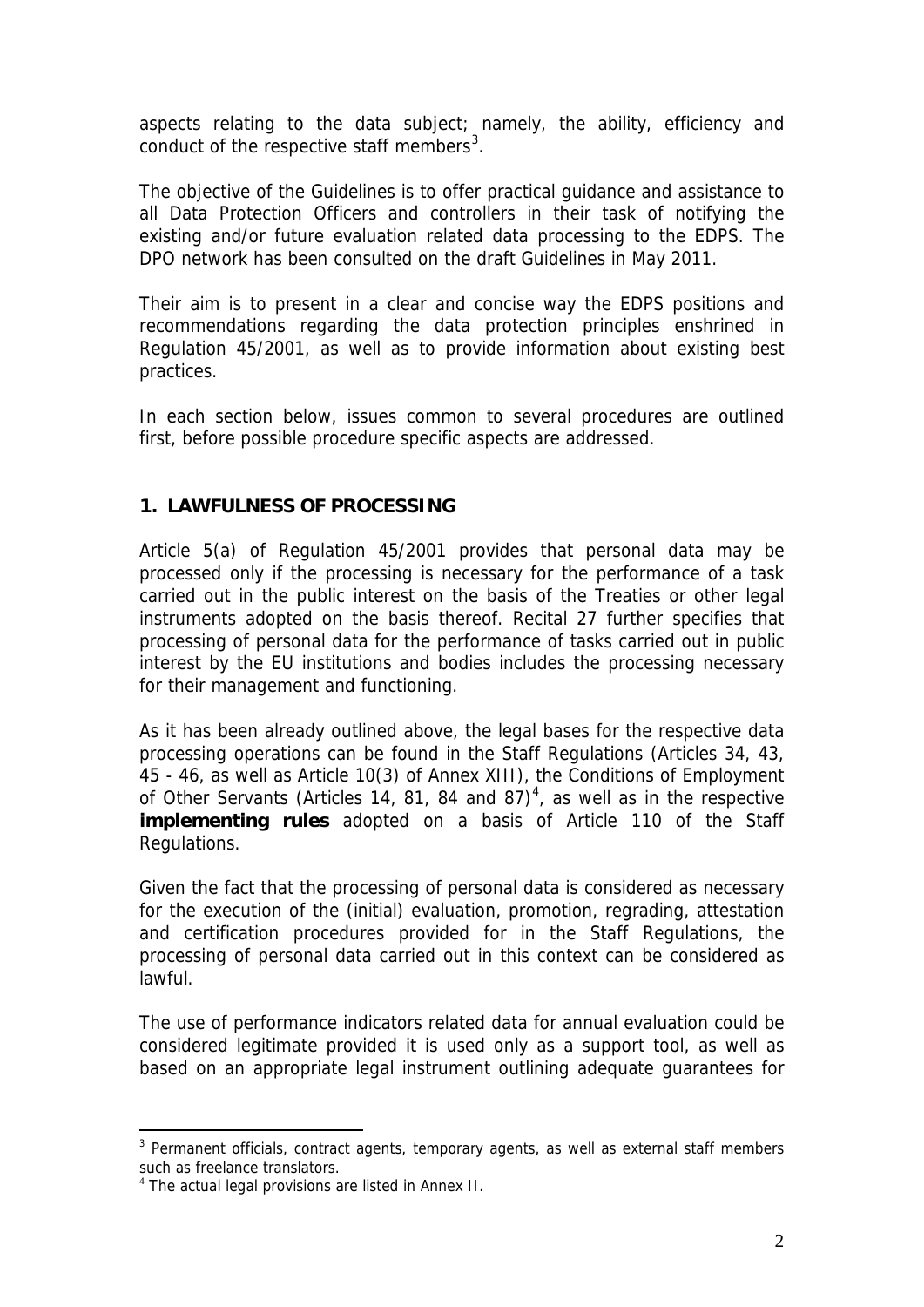aspects relating to the data subject; namely, the ability, efficiency and conduct of the respective staff members[3].

The objective of the Guidelines is to offer practical guidance and assistance to all Data Protection Officers and controllers in their task of notifying the existing and/or future evaluation related data processing to the EDPS. The DPO network has been consulted on the draft Guidelines in May 2011.

Their aim is to present in a clear and concise way the EDPS positions and recommendations regarding the data protection principles enshrined in Regulation 45/2001, as well as to provide information about existing best practices.

In each section below, issues common to several procedures are outlined first, before possible procedure specific aspects are addressed.

## 1. LAWFULNESS OF PROCESSING

Article 5(a) of Regulation 45/2001 provides that personal data may be processed only if the processing is necessary for the performance of a task carried out in the public interest on the basis of the Treaties or other legal instruments adopted on the basis thereof. Recital 27 further specifies that processing of personal data for the performance of tasks carried out in public interest by the EU institutions and bodies includes the processing necessary for their management and functioning.

As it has been already outlined above, the legal bases for the respective data processing operations can be found in the Staff Regulations (Articles 34, 43, 45 - 46, as well as Article 10(3) of Annex XIII), the Conditions of Employment of Other Servants (Articles 14, 81, 84 and 87)[4], as well as in the respective **implementing rules** adopted on a basis of Article 110 of the Staff Regulations.

Given the fact that the processing of personal data is considered as necessary for the execution of the (initial) evaluation, promotion, regrading, attestation and certification procedures provided for in the Staff Regulations, the processing of personal data carried out in this context can be considered as lawful.

The use of performance indicators related data for annual evaluation could be considered legitimate provided it is used only as a support tool, as well as based on an appropriate legal instrument outlining adequate guarantees for

---

[3] Permanent officials, contract agents, temporary agents, as well as external staff members such as freelance translators.

[4] The actual legal provisions are listed in Annex II.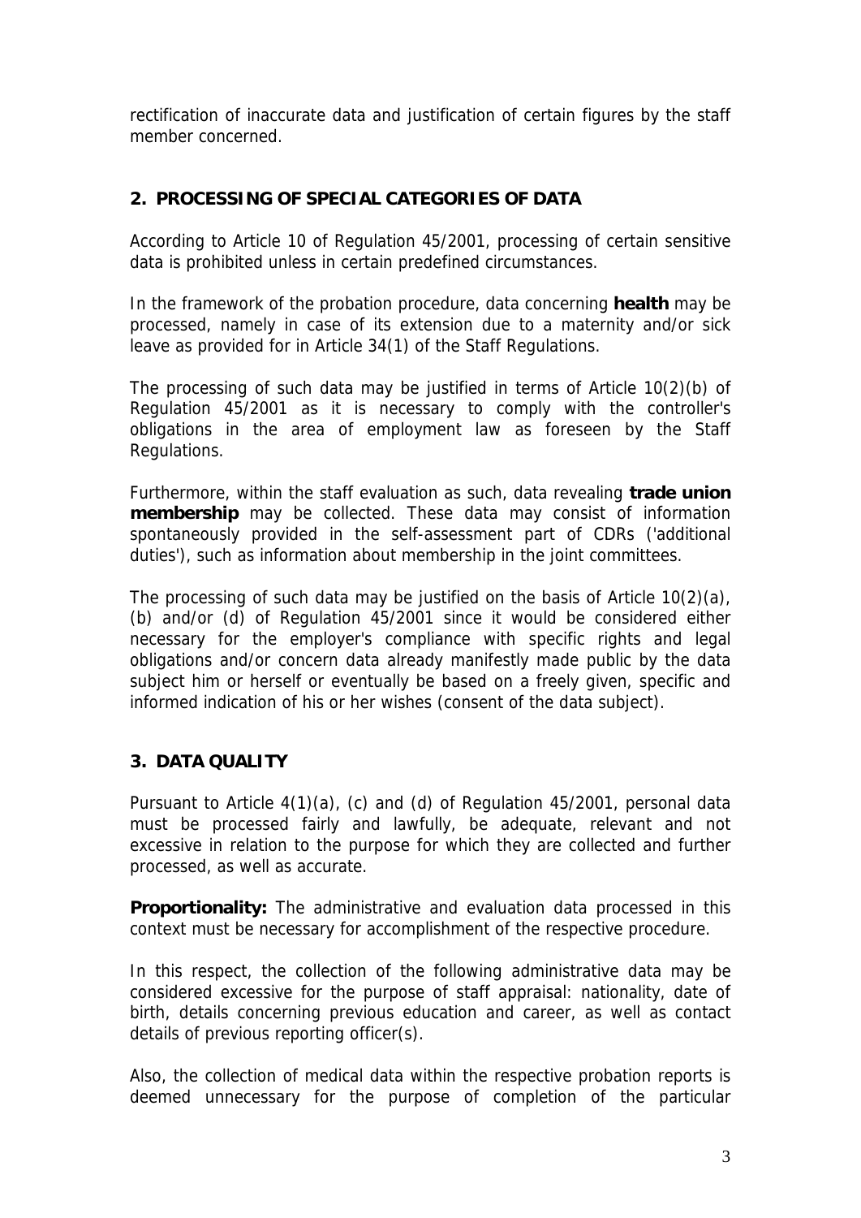rectification of inaccurate data and justification of certain figures by the staff member concerned.

## 2. PROCESSING OF SPECIAL CATEGORIES OF DATA

According to Article 10 of Regulation 45/2001, processing of certain sensitive data is prohibited unless in certain predefined circumstances.

In the framework of the probation procedure, data concerning **health** may be processed, namely in case of its extension due to a maternity and/or sick leave as provided for in Article 34(1) of the Staff Regulations.

The processing of such data may be justified in terms of Article 10(2)(b) of Regulation 45/2001 as it is necessary to comply with the controller's obligations in the area of employment law as foreseen by the Staff Regulations.

Furthermore, within the staff evaluation as such, data revealing **trade union membership** may be collected. These data may consist of information spontaneously provided in the self-assessment part of CDRs ('additional duties'), such as information about membership in the joint committees.

The processing of such data may be justified on the basis of Article 10(2)(a), (b) and/or (d) of Regulation 45/2001 since it would be considered either necessary for the employer's compliance with specific rights and legal obligations and/or concern data already manifestly made public by the data subject him or herself or eventually be based on a freely given, specific and informed indication of his or her wishes (consent of the data subject).

## 3. DATA QUALITY

Pursuant to Article 4(1)(a), (c) and (d) of Regulation 45/2001, personal data must be processed fairly and lawfully, be adequate, relevant and not excessive in relation to the purpose for which they are collected and further processed, as well as accurate.

**Proportionality:** The administrative and evaluation data processed in this context must be necessary for accomplishment of the respective procedure.

In this respect, the collection of the following administrative data may be considered excessive for the purpose of staff appraisal: nationality, date of birth, details concerning previous education and career, as well as contact details of previous reporting officer(s).

Also, the collection of medical data within the respective probation reports is deemed unnecessary for the purpose of completion of the particular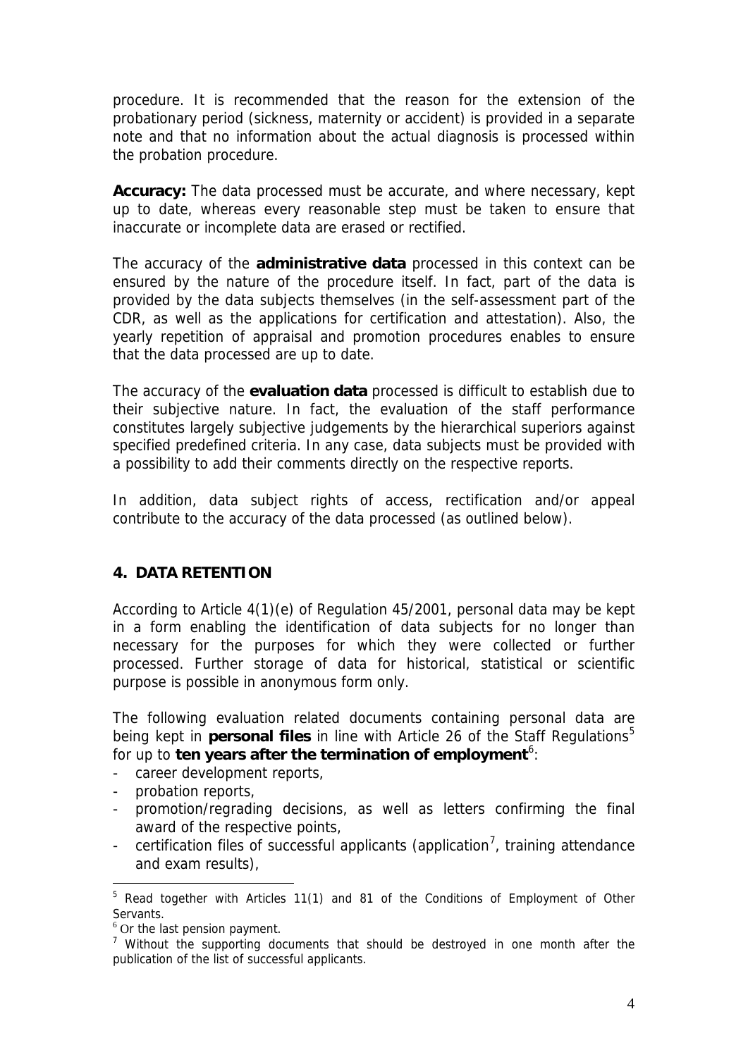procedure. It is recommended that the reason for the extension of the probationary period (sickness, maternity or accident) is provided in a separate note and that no information about the actual diagnosis is processed within the probation procedure.

**Accuracy:** The data processed must be accurate, and where necessary, kept up to date, whereas every reasonable step must be taken to ensure that inaccurate or incomplete data are erased or rectified.

The accuracy of the **administrative data** processed in this context can be ensured by the nature of the procedure itself. In fact, part of the data is provided by the data subjects themselves (in the self-assessment part of the CDR, as well as the applications for certification and attestation). Also, the yearly repetition of appraisal and promotion procedures enables to ensure that the data processed are up to date.

The accuracy of the **evaluation data** processed is difficult to establish due to their subjective nature. In fact, the evaluation of the staff performance constitutes largely subjective judgements by the hierarchical superiors against specified predefined criteria. In any case, data subjects must be provided with a possibility to add their comments directly on the respective reports.

In addition, data subject rights of access, rectification and/or appeal contribute to the accuracy of the data processed (as outlined below).

## 4. DATA RETENTION

According to Article 4(1)(e) of Regulation 45/2001, personal data may be kept in a form enabling the identification of data subjects for no longer than necessary for the purposes for which they were collected or further processed. Further storage of data for historical, statistical or scientific purpose is possible in anonymous form only.

The following evaluation related documents containing personal data are being kept in **personal files** in line with Article 26 of the Staff Regulations[5] for up to **ten years after the termination of employment**[6]:

- career development reports,
- probation reports,
- promotion/regrading decisions, as well as letters confirming the final award of the respective points,
- certification files of successful applicants (application[7], training attendance and exam results),

---

[5] Read together with Articles 11(1) and 81 of the Conditions of Employment of Other Servants.

[6] Or the last pension payment.

[7] Without the supporting documents that should be destroyed in one month after the publication of the list of successful applicants.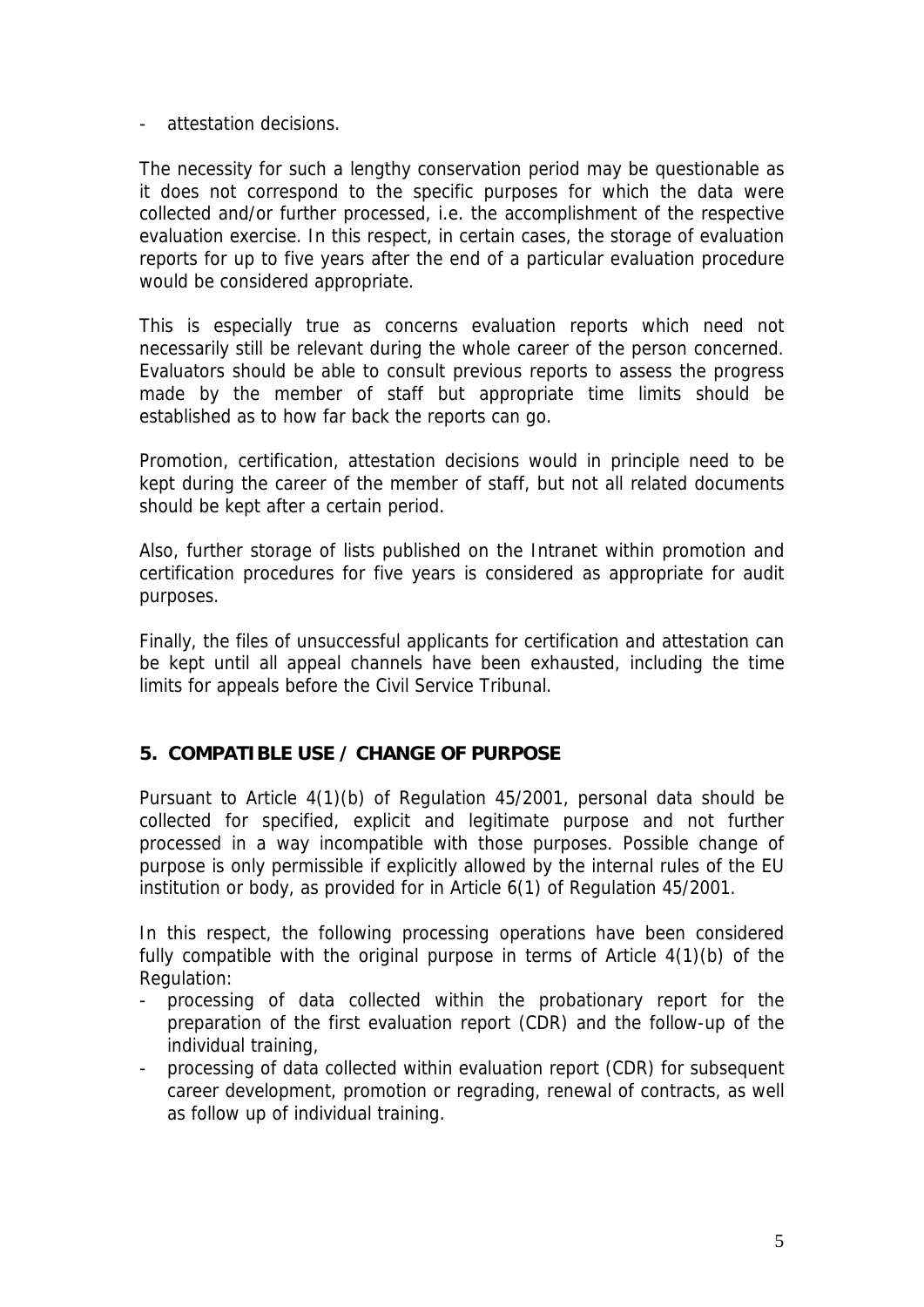- attestation decisions.

The necessity for such a lengthy conservation period may be questionable as it does not correspond to the specific purposes for which the data were collected and/or further processed, i.e. the accomplishment of the respective evaluation exercise. In this respect, in certain cases, the storage of evaluation reports for up to five years after the end of a particular evaluation procedure would be considered appropriate.

This is especially true as concerns evaluation reports which need not necessarily still be relevant during the whole career of the person concerned. Evaluators should be able to consult previous reports to assess the progress made by the member of staff but appropriate time limits should be established as to how far back the reports can go.

Promotion, certification, attestation decisions would in principle need to be kept during the career of the member of staff, but not all related documents should be kept after a certain period.

Also, further storage of lists published on the Intranet within promotion and certification procedures for five years is considered as appropriate for audit purposes.

Finally, the files of unsuccessful applicants for certification and attestation can be kept until all appeal channels have been exhausted, including the time limits for appeals before the Civil Service Tribunal.

## 5. COMPATIBLE USE / CHANGE OF PURPOSE

Pursuant to Article 4(1)(b) of Regulation 45/2001, personal data should be collected for specified, explicit and legitimate purpose and not further processed in a way incompatible with those purposes. Possible change of purpose is only permissible if explicitly allowed by the internal rules of the EU institution or body, as provided for in Article 6(1) of Regulation 45/2001.

In this respect, the following processing operations have been considered fully compatible with the original purpose in terms of Article 4(1)(b) of the Regulation:

- processing of data collected within the probationary report for the preparation of the first evaluation report (CDR) and the follow-up of the individual training,
- processing of data collected within evaluation report (CDR) for subsequent career development, promotion or regrading, renewal of contracts, as well as follow up of individual training.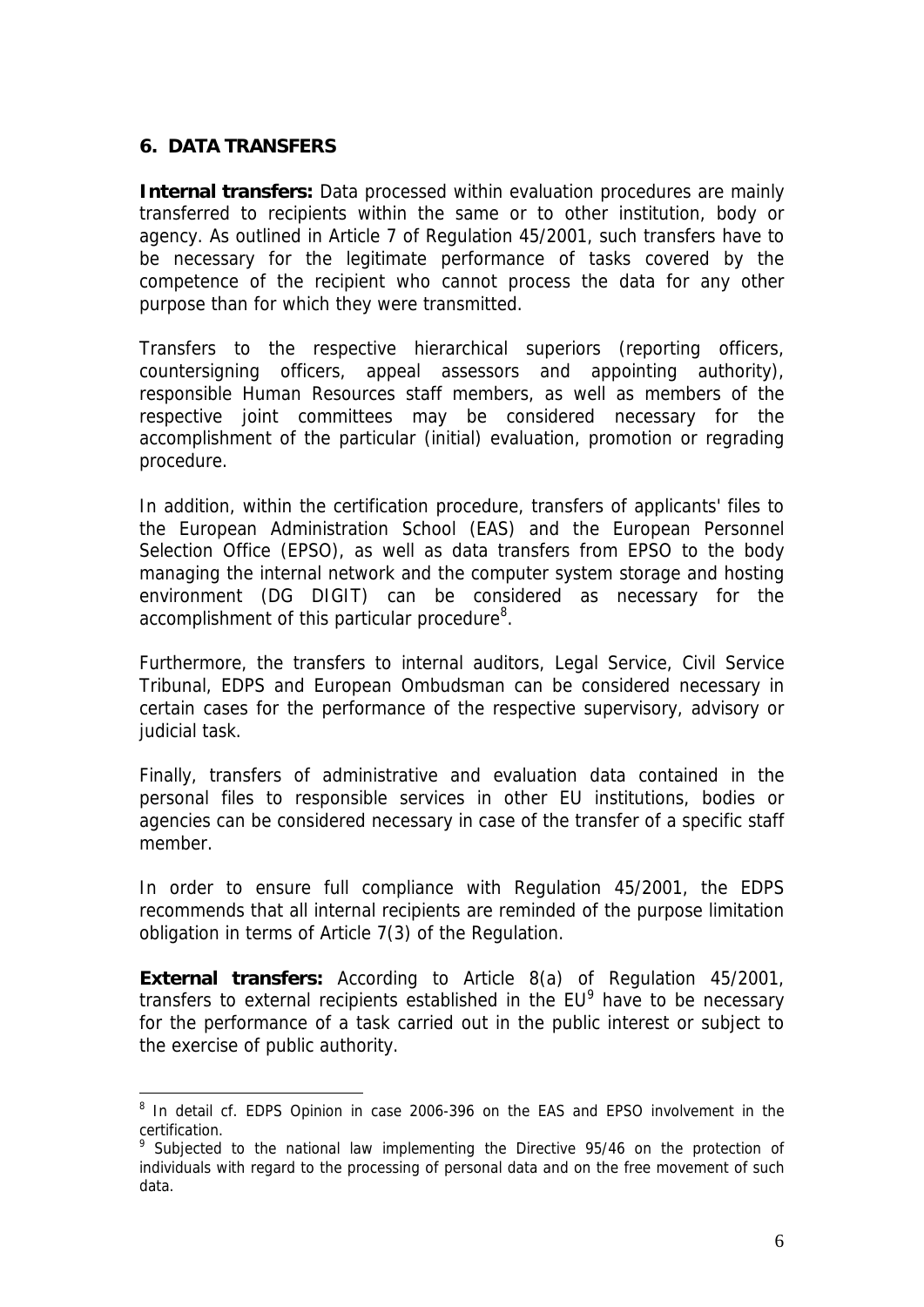## 6. DATA TRANSFERS

**Internal transfers:** Data processed within evaluation procedures are mainly transferred to recipients within the same or to other institution, body or agency. As outlined in Article 7 of Regulation 45/2001, such transfers have to be necessary for the legitimate performance of tasks covered by the competence of the recipient who cannot process the data for any other purpose than for which they were transmitted.

Transfers to the respective hierarchical superiors (reporting officers, countersigning officers, appeal assessors and appointing authority), responsible Human Resources staff members, as well as members of the respective joint committees may be considered necessary for the accomplishment of the particular (initial) evaluation, promotion or regrading procedure.

In addition, within the certification procedure, transfers of applicants' files to the European Administration School (EAS) and the European Personnel Selection Office (EPSO), as well as data transfers from EPSO to the body managing the internal network and the computer system storage and hosting environment (DG DIGIT) can be considered as necessary for the accomplishment of this particular procedure[8].

Furthermore, the transfers to internal auditors, Legal Service, Civil Service Tribunal, EDPS and European Ombudsman can be considered necessary in certain cases for the performance of the respective supervisory, advisory or judicial task.

Finally, transfers of administrative and evaluation data contained in the personal files to responsible services in other EU institutions, bodies or agencies can be considered necessary in case of the transfer of a specific staff member.

In order to ensure full compliance with Regulation 45/2001, the EDPS recommends that all internal recipients are reminded of the purpose limitation obligation in terms of Article 7(3) of the Regulation.

**External transfers:** According to Article 8(a) of Regulation 45/2001, transfers to external recipients established in the EU[9] have to be necessary for the performance of a task carried out in the public interest or subject to the exercise of public authority.

---

[8] In detail cf. EDPS Opinion in case 2006-396 on the EAS and EPSO involvement in the certification.

[9] Subjected to the national law implementing the Directive 95/46 on the protection of individuals with regard to the processing of personal data and on the free movement of such data.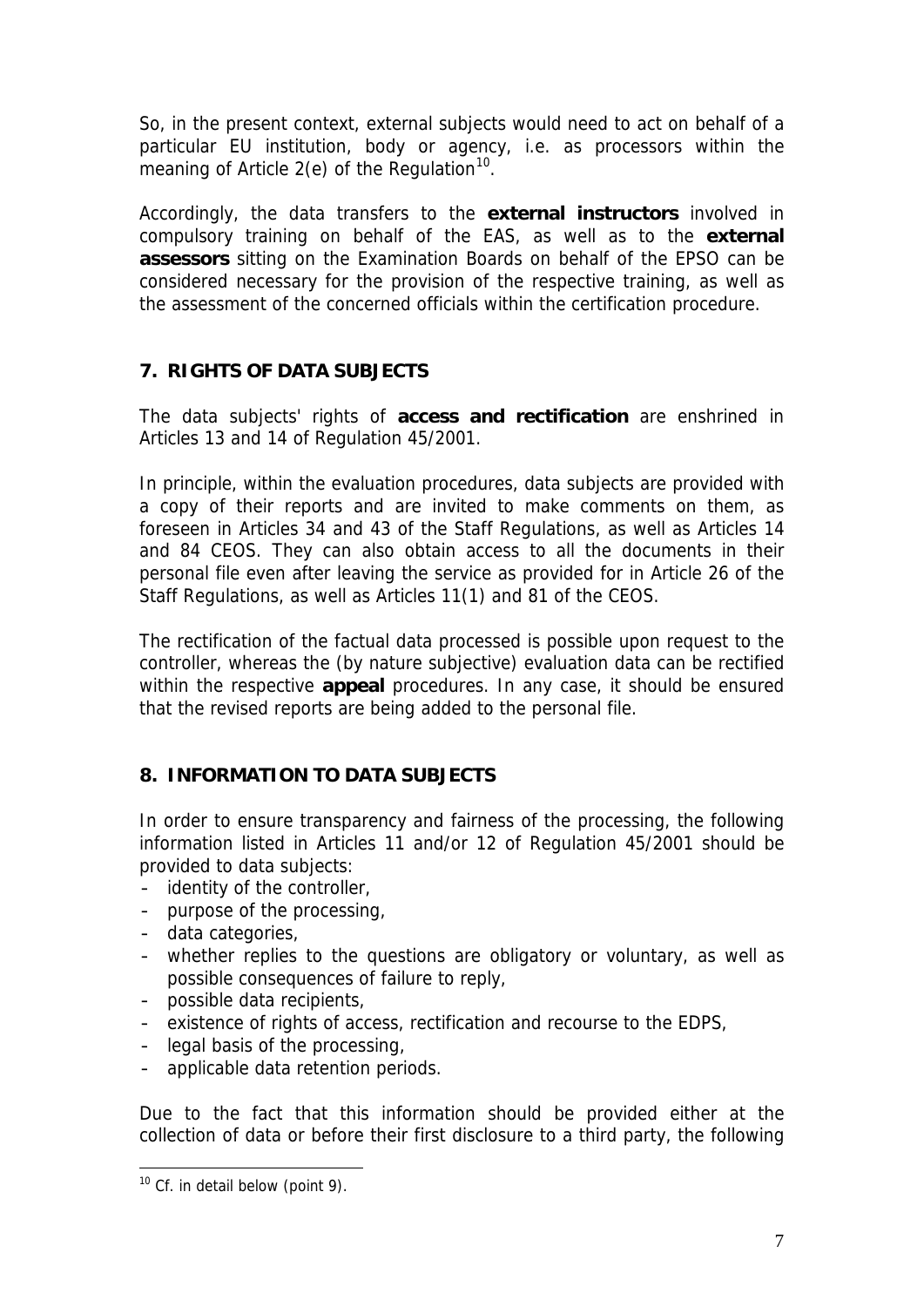So, in the present context, external subjects would need to act on behalf of a particular EU institution, body or agency, i.e. as processors within the meaning of Article 2(e) of the Regulation[10].

Accordingly, the data transfers to the **external instructors** involved in compulsory training on behalf of the EAS, as well as to the **external assessors** sitting on the Examination Boards on behalf of the EPSO can be considered necessary for the provision of the respective training, as well as the assessment of the concerned officials within the certification procedure.

## 7. RIGHTS OF DATA SUBJECTS

The data subjects' rights of **access and rectification** are enshrined in Articles 13 and 14 of Regulation 45/2001.

In principle, within the evaluation procedures, data subjects are provided with a copy of their reports and are invited to make comments on them, as foreseen in Articles 34 and 43 of the Staff Regulations, as well as Articles 14 and 84 CEOS. They can also obtain access to all the documents in their personal file even after leaving the service as provided for in Article 26 of the Staff Regulations, as well as Articles 11(1) and 81 of the CEOS.

The rectification of the factual data processed is possible upon request to the controller, whereas the (by nature subjective) evaluation data can be rectified within the respective **appeal** procedures. In any case, it should be ensured that the revised reports are being added to the personal file.

## 8. INFORMATION TO DATA SUBJECTS

In order to ensure transparency and fairness of the processing, the following information listed in Articles 11 and/or 12 of Regulation 45/2001 should be provided to data subjects:

- identity of the controller,
- purpose of the processing,
- data categories,
- whether replies to the questions are obligatory or voluntary, as well as possible consequences of failure to reply,
- possible data recipients,
- existence of rights of access, rectification and recourse to the EDPS,
- legal basis of the processing,
- applicable data retention periods.

Due to the fact that this information should be provided either at the collection of data or before their first disclosure to a third party, the following

[10] Cf. in detail below (point 9).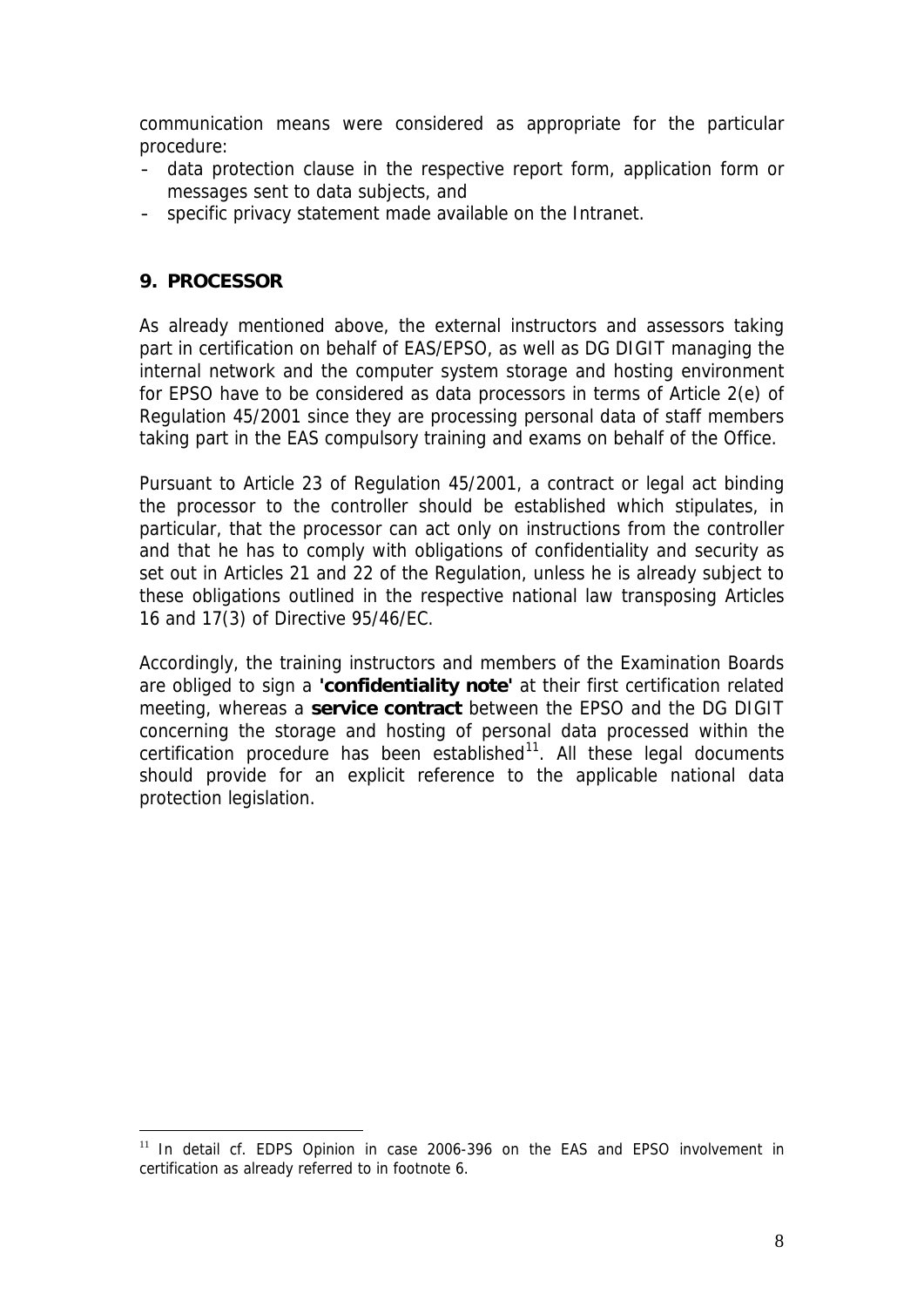communication means were considered as appropriate for the particular procedure:

- data protection clause in the respective report form, application form or messages sent to data subjects, and
- specific privacy statement made available on the Intranet.

## 9. PROCESSOR

As already mentioned above, the external instructors and assessors taking part in certification on behalf of EAS/EPSO, as well as DG DIGIT managing the internal network and the computer system storage and hosting environment for EPSO have to be considered as data processors in terms of Article 2(e) of Regulation 45/2001 since they are processing personal data of staff members taking part in the EAS compulsory training and exams on behalf of the Office.

Pursuant to Article 23 of Regulation 45/2001, a contract or legal act binding the processor to the controller should be established which stipulates, in particular, that the processor can act only on instructions from the controller and that he has to comply with obligations of confidentiality and security as set out in Articles 21 and 22 of the Regulation, unless he is already subject to these obligations outlined in the respective national law transposing Articles 16 and 17(3) of Directive 95/46/EC.

Accordingly, the training instructors and members of the Examination Boards are obliged to sign a **'confidentiality note'** at their first certification related meeting, whereas a **service contract** between the EPSO and the DG DIGIT concerning the storage and hosting of personal data processed within the certification procedure has been established[11]. All these legal documents should provide for an explicit reference to the applicable national data protection legislation.

---

[11] In detail cf. EDPS Opinion in case 2006-396 on the EAS and EPSO involvement in certification as already referred to in footnote 6.